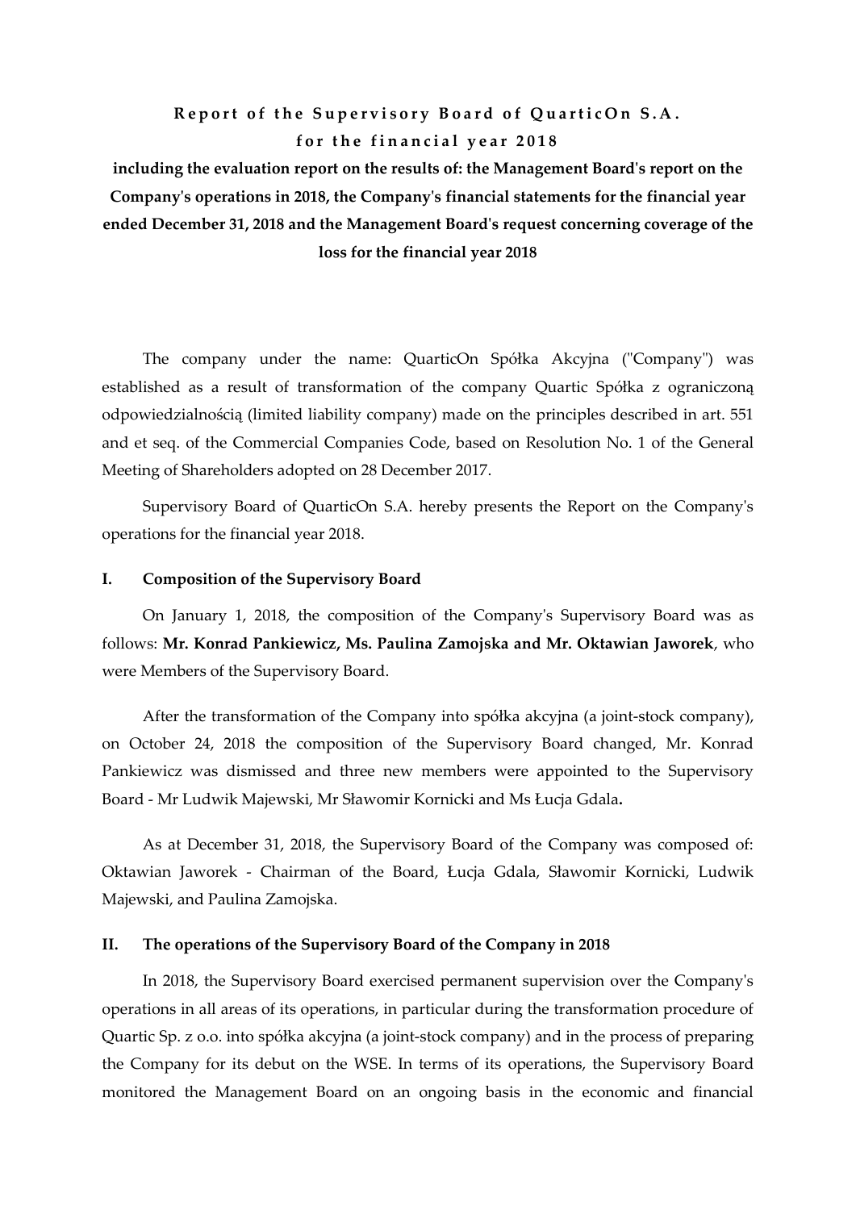# Report of the Supervisory Board of QuarticOn S.A. for the financial year 2018

**including the evaluation report on the results of: the Management Board's report on the Company's operations in 2018, the Company's financial statements for the financial year ended December 31, 2018 and the Management Board's request concerning coverage of the loss for the financial year 2018**

The company under the name: QuarticOn Spółka Akcyjna ("Company") was established as a result of transformation of the company Quartic Spółka z ograniczoną odpowiedzialnością (limited liability company) made on the principles described in art. 551 and et seq. of the Commercial Companies Code, based on Resolution No. 1 of the General Meeting of Shareholders adopted on 28 December 2017.

Supervisory Board of QuarticOn S.A. hereby presents the Report on the Company's operations for the financial year 2018.

## I. Composition of the Supervisory Board

On January 1, 2018, the composition of the Company's Supervisory Board was as follows: **Mr. Konrad Pankiewicz, Ms. Paulina Zamojska and Mr. Oktawian Jaworek**, who were Members of the Supervisory Board.

After the transformation of the Company into spółka akcyjna (a joint-stock company), on October 24, 2018 the composition of the Supervisory Board changed, Mr. Konrad Pankiewicz was dismissed and three new members were appointed to the Supervisory Board - Mr Ludwik Majewski, Mr Sławomir Kornicki and Ms Łucja Gdala**.**

As at December 31, 2018, the Supervisory Board of the Company was composed of: Oktawian Jaworek - Chairman of the Board, Łucja Gdala, Sławomir Kornicki, Ludwik Majewski, and Paulina Zamojska.

## II. The operations of the Supervisory Board of the Company in 2018

In 2018, the Supervisory Board exercised permanent supervision over the Company's operations in all areas of its operations, in particular during the transformation procedure of Quartic Sp. z o.o. into spółka akcyjna (a joint-stock company) and in the process of preparing the Company for its debut on the WSE. In terms of its operations, the Supervisory Board monitored the Management Board on an ongoing basis in the economic and financial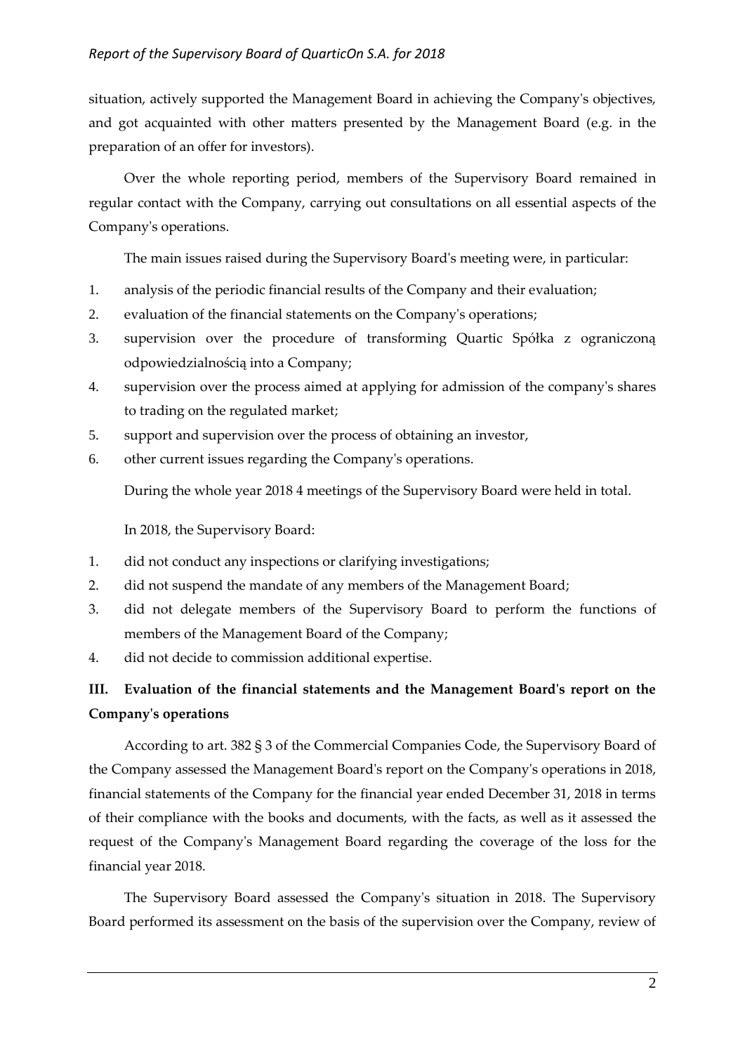situation, actively supported the Management Board in achieving the Company's objectives, and got acquainted with other matters presented by the Management Board (e.g. in the preparation of an offer for investors).

Over the whole reporting period, members of the Supervisory Board remained in regular contact with the Company, carrying out consultations on all essential aspects of the Company's operations.

The main issues raised during the Supervisory Board's meeting were, in particular:

1. analysis of the periodic financial results of the Company and their evaluation;
2. evaluation of the financial statements on the Company's operations;
3. supervision over the procedure of transforming Quartic Spółka z ograniczoną odpowiedzialnością into a Company;
4. supervision over the process aimed at applying for admission of the company's shares to trading on the regulated market;
5. support and supervision over the process of obtaining an investor,
6. other current issues regarding the Company's operations.

During the whole year 2018 4 meetings of the Supervisory Board were held in total.

In 2018, the Supervisory Board:

1. did not conduct any inspections or clarifying investigations;
2. did not suspend the mandate of any members of the Management Board;
3. did not delegate members of the Supervisory Board to perform the functions of members of the Management Board of the Company;
4. did not decide to commission additional expertise.

## III. Evaluation of the financial statements and the Management Board's report on the Company's operations

According to art. 382 § 3 of the Commercial Companies Code, the Supervisory Board of the Company assessed the Management Board's report on the Company's operations in 2018, financial statements of the Company for the financial year ended December 31, 2018 in terms of their compliance with the books and documents, with the facts, as well as it assessed the request of the Company's Management Board regarding the coverage of the loss for the financial year 2018.

The Supervisory Board assessed the Company's situation in 2018. The Supervisory Board performed its assessment on the basis of the supervision over the Company, review of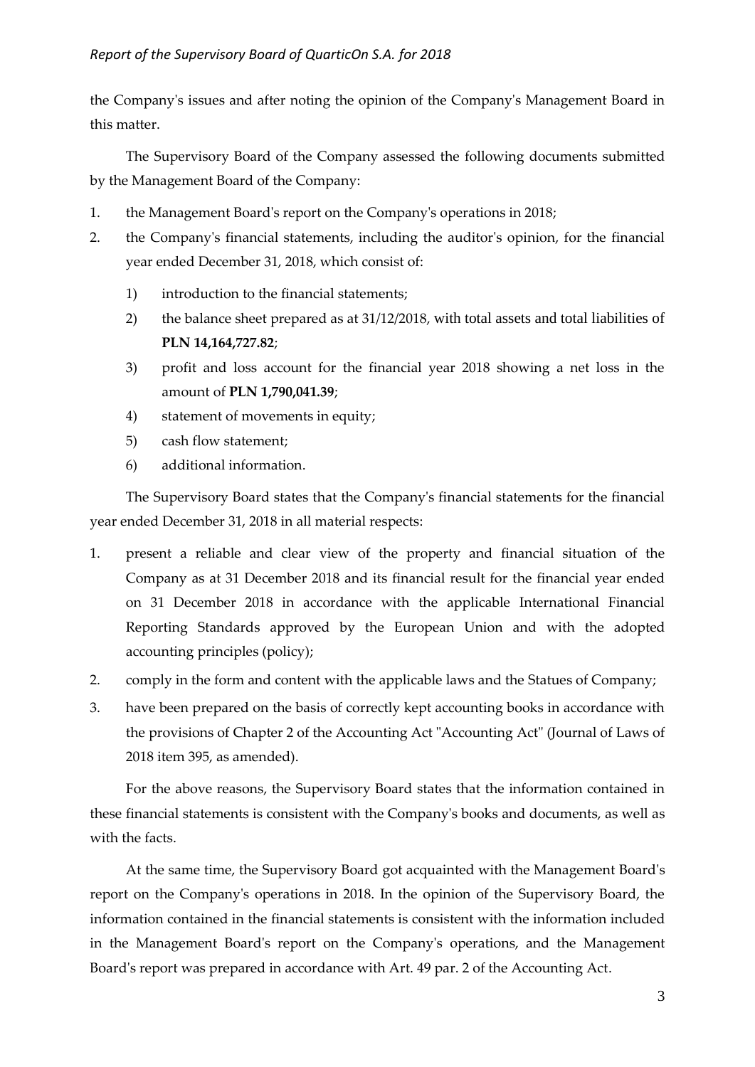the Company's issues and after noting the opinion of the Company's Management Board in this matter.

The Supervisory Board of the Company assessed the following documents submitted by the Management Board of the Company:

1. the Management Board's report on the Company's operations in 2018;
2. the Company's financial statements, including the auditor's opinion, for the financial year ended December 31, 2018, which consist of:
    1) introduction to the financial statements;
    2) the balance sheet prepared as at 31/12/2018, with total assets and total liabilities of **PLN 14,164,727.82**;
    3) profit and loss account for the financial year 2018 showing a net loss in the amount of **PLN 1,790,041.39**;
    4) statement of movements in equity;
    5) cash flow statement;
    6) additional information.

The Supervisory Board states that the Company's financial statements for the financial year ended December 31, 2018 in all material respects:

1. present a reliable and clear view of the property and financial situation of the Company as at 31 December 2018 and its financial result for the financial year ended on 31 December 2018 in accordance with the applicable International Financial Reporting Standards approved by the European Union and with the adopted accounting principles (policy);
2. comply in the form and content with the applicable laws and the Statues of Company;
3. have been prepared on the basis of correctly kept accounting books in accordance with the provisions of Chapter 2 of the Accounting Act "Accounting Act" (Journal of Laws of 2018 item 395, as amended).

For the above reasons, the Supervisory Board states that the information contained in these financial statements is consistent with the Company's books and documents, as well as with the facts.

At the same time, the Supervisory Board got acquainted with the Management Board's report on the Company's operations in 2018. In the opinion of the Supervisory Board, the information contained in the financial statements is consistent with the information included in the Management Board's report on the Company's operations, and the Management Board's report was prepared in accordance with Art. 49 par. 2 of the Accounting Act.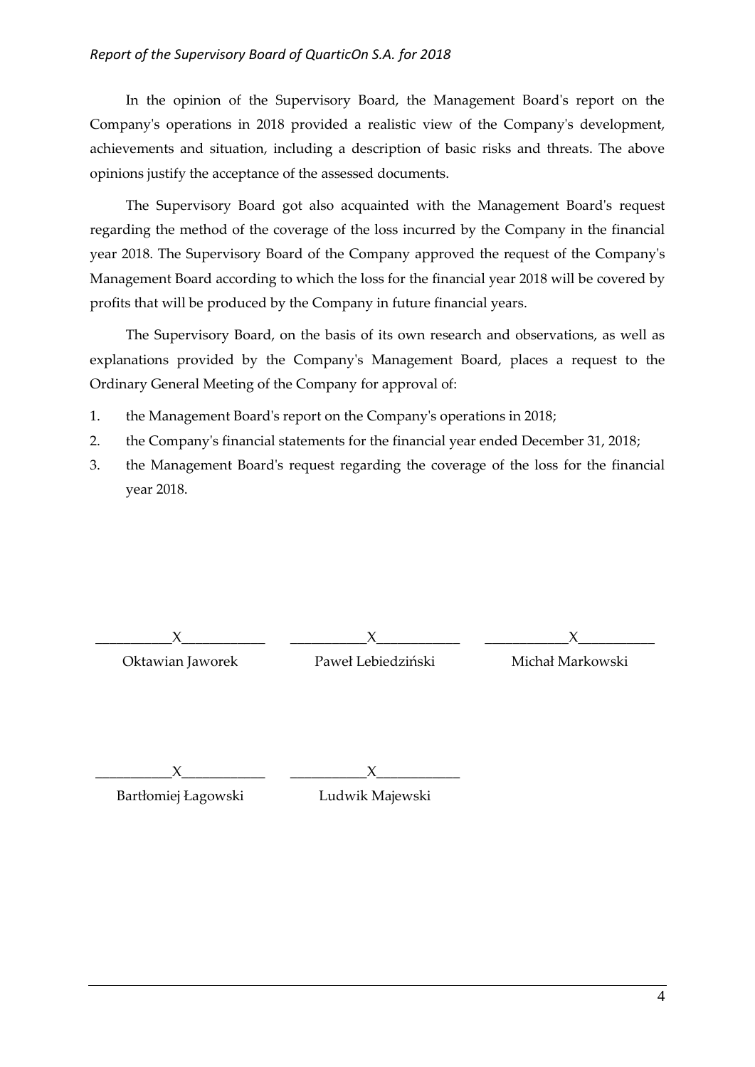In the opinion of the Supervisory Board, the Management Board's report on the Company's operations in 2018 provided a realistic view of the Company's development, achievements and situation, including a description of basic risks and threats. The above opinions justify the acceptance of the assessed documents.

The Supervisory Board got also acquainted with the Management Board's request regarding the method of the coverage of the loss incurred by the Company in the financial year 2018. The Supervisory Board of the Company approved the request of the Company's Management Board according to which the loss for the financial year 2018 will be covered by profits that will be produced by the Company in future financial years.

The Supervisory Board, on the basis of its own research and observations, as well as explanations provided by the Company's Management Board, places a request to the Ordinary General Meeting of the Company for approval of:

1. the Management Board's report on the Company's operations in 2018;
2. the Company's financial statements for the financial year ended December 31, 2018;
3. the Management Board's request regarding the coverage of the loss for the financial year 2018.

| | | |
|---|---|---|
| ___________X____________ | ___________X____________ | ____________X___________ |
| Oktawian Jaworek | Paweł Lebiedziński | Michał Markowski |
| ___________X____________ | ___________X____________ | |
| Bartłomiej Łagowski | Ludwik Majewski | |